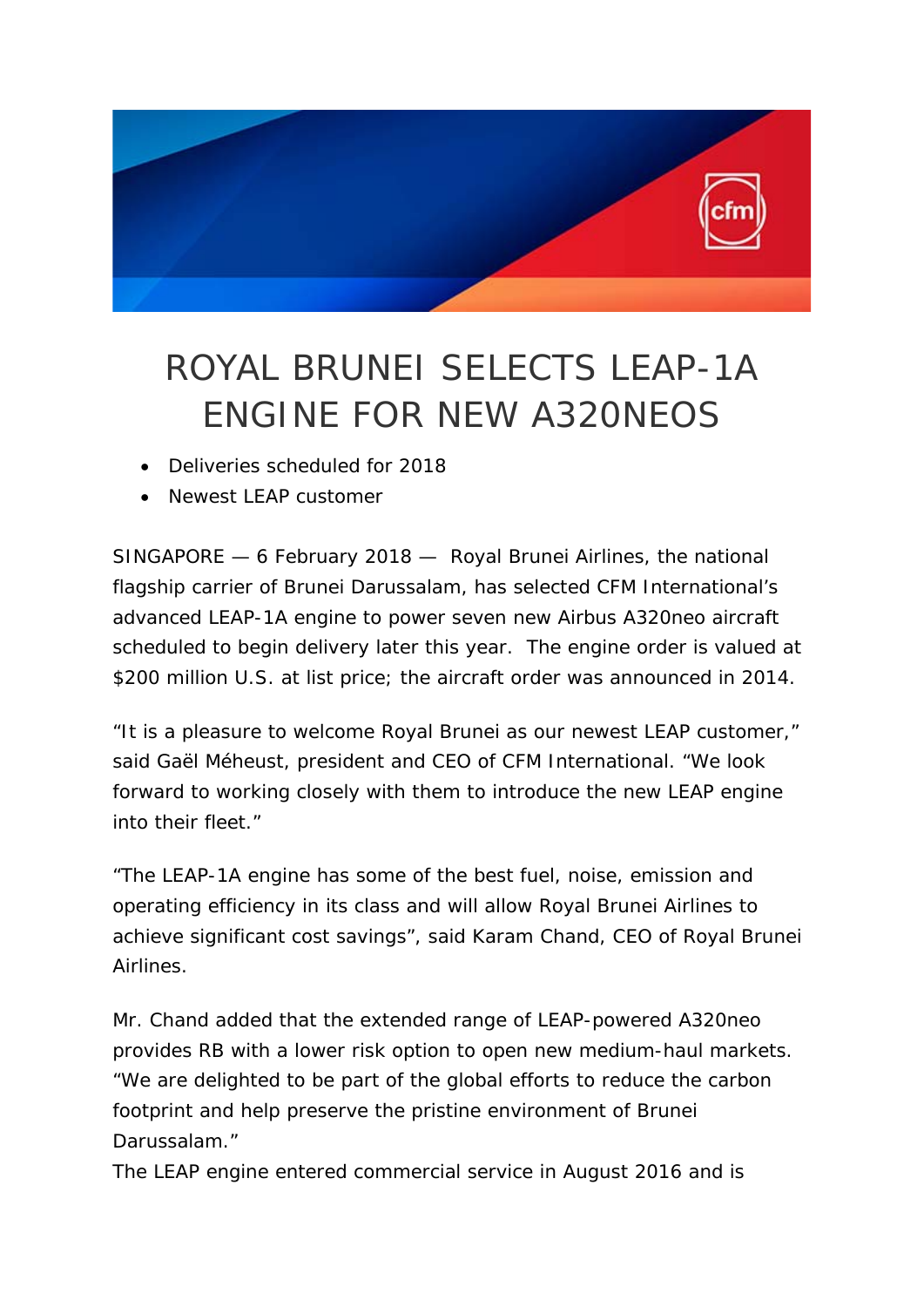# ROYAL BRUNEI SELECTS LEAP-1A ENGINE FOR NEW A320NEOS

- Deliveries scheduled for 2018
- Newest LEAP customer

SINGAPORE — 6 February 2018 — Royal Brunei Airlines, the national flagship carrier of Brunei Darussalam, has selected CFM International's advanced LEAP-1A engine to power seven new Airbus A320neo aircraft scheduled to begin delivery later this year. The engine order is valued at $200 million U.S. at list price; the aircraft order was announced in 2014.

"It is a pleasure to welcome Royal Brunei as our newest LEAP customer," said Gaël Méheust, president and CEO of CFM International. "We look forward to working closely with them to introduce the new LEAP engine into their fleet."

"The LEAP-1A engine has some of the best fuel, noise, emission and operating efficiency in its class and will allow Royal Brunei Airlines to achieve significant cost savings", said Karam Chand, CEO of Royal Brunei Airlines.

Mr. Chand added that the extended range of LEAP-powered A320neo provides RB with a lower risk option to open new medium-haul markets. "We are delighted to be part of the global efforts to reduce the carbon footprint and help preserve the pristine environment of Brunei Darussalam."

The LEAP engine entered commercial service in August 2016 and is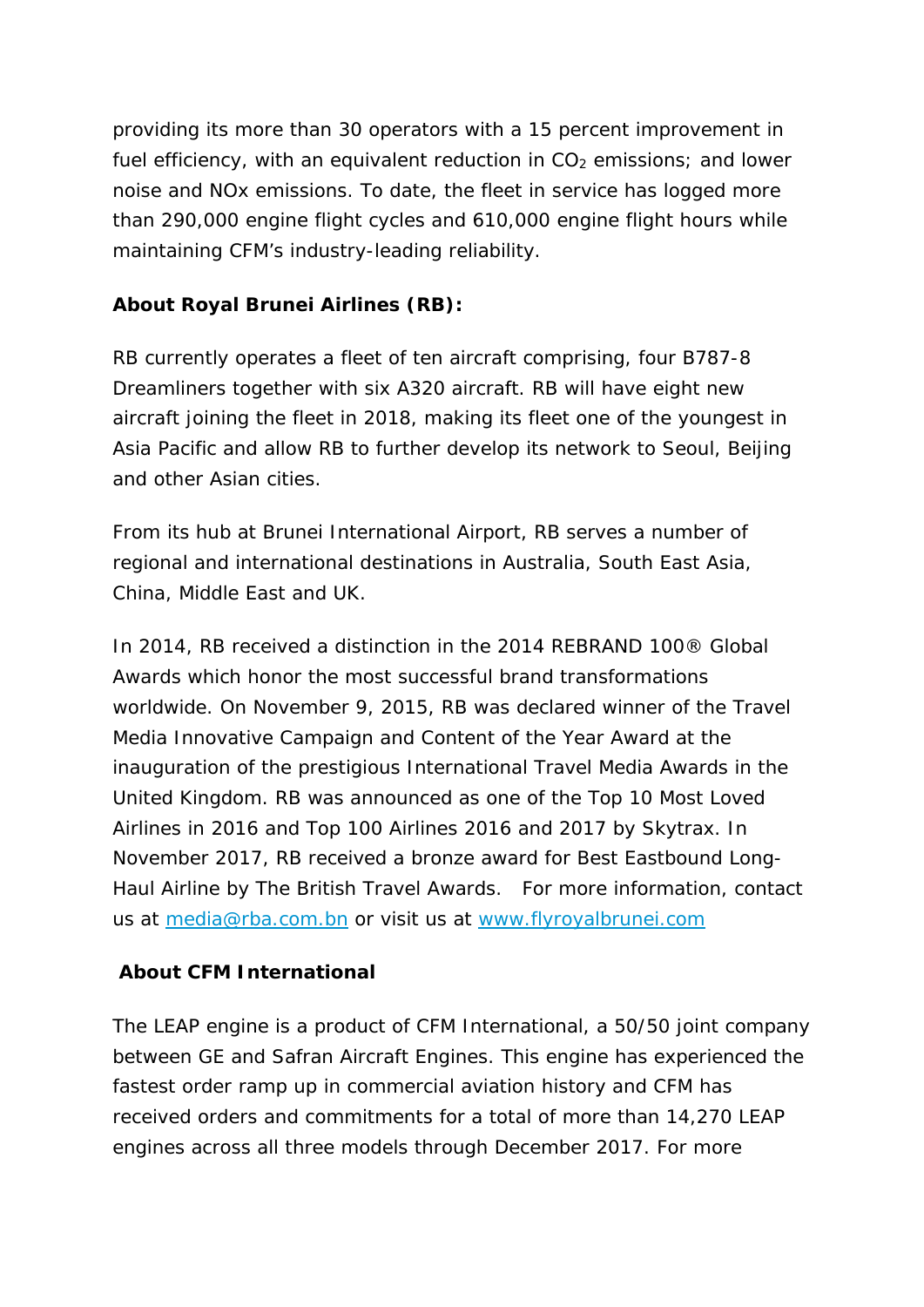providing its more than 30 operators with a 15 percent improvement in fuel efficiency, with an equivalent reduction in $CO_2$ emissions; and lower noise and NOx emissions. To date, the fleet in service has logged more than 290,000 engine flight cycles and 610,000 engine flight hours while maintaining CFM's industry-leading reliability.

**About Royal Brunei Airlines (RB):**

RB currently operates a fleet of ten aircraft comprising, four B787-8 Dreamliners together with six A320 aircraft. RB will have eight new aircraft joining the fleet in 2018, making its fleet one of the youngest in Asia Pacific and allow RB to further develop its network to Seoul, Beijing and other Asian cities.

From its hub at Brunei International Airport, RB serves a number of regional and international destinations in Australia, South East Asia, China, Middle East and UK.

In 2014, RB received a distinction in the 2014 REBRAND 100® Global Awards which honor the most successful brand transformations worldwide. On November 9, 2015, RB was declared winner of the Travel Media Innovative Campaign and Content of the Year Award at the inauguration of the prestigious International Travel Media Awards in the United Kingdom. RB was announced as one of the Top 10 Most Loved Airlines in 2016 and Top 100 Airlines 2016 and 2017 by Skytrax. In November 2017, RB received a bronze award for Best Eastbound Long-Haul Airline by The British Travel Awards. For more information, contact us at media@rba.com.bn or visit us at www.flyroyalbrunei.com

**About CFM International**

The LEAP engine is a product of CFM International, a 50/50 joint company between GE and Safran Aircraft Engines. This engine has experienced the fastest order ramp up in commercial aviation history and CFM has received orders and commitments for a total of more than 14,270 LEAP engines across all three models through December 2017. For more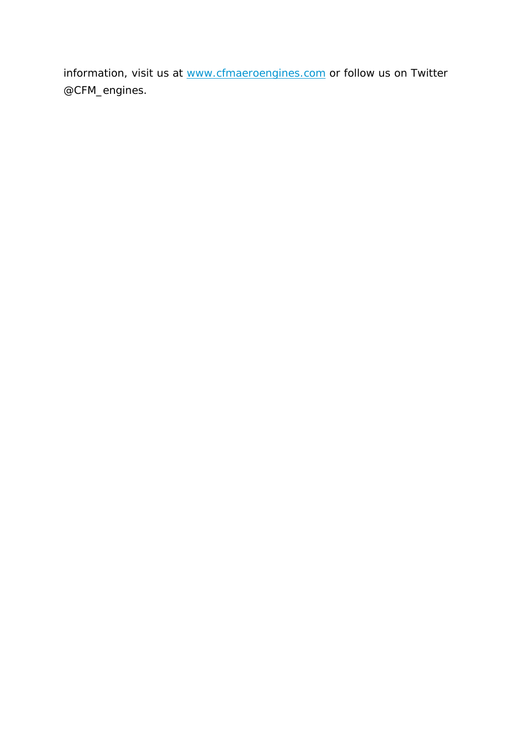information, visit us at [www.cfmaeroengines.com](http://www.cfmaeroengines.com) or follow us on Twitter @CFM_engines.